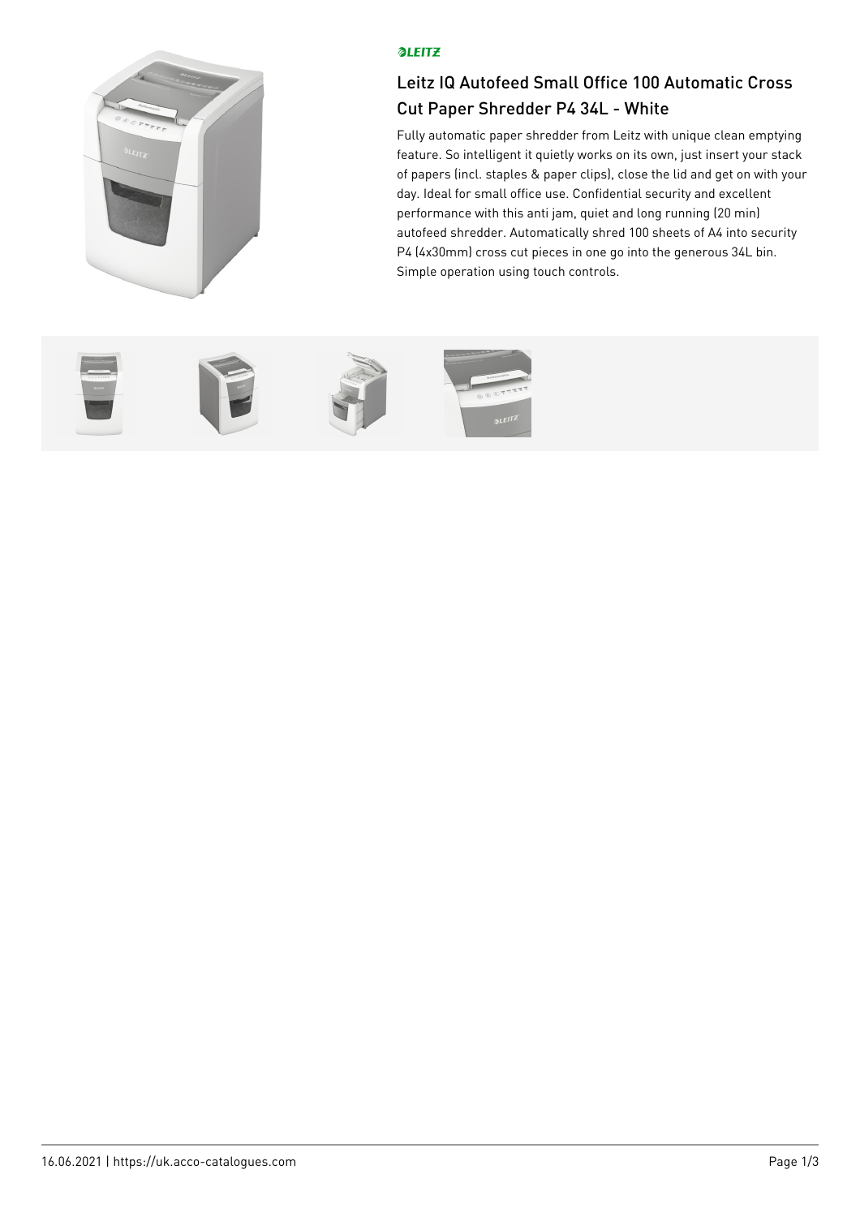LEITZ

# Leitz IQ Autofeed Small Office 100 Automatic Cross Cut Paper Shredder P4 34L - White

Fully automatic paper shredder from Leitz with unique clean emptying feature. So intelligent it quietly works on its own, just insert your stack of papers (incl. staples & paper clips), close the lid and get on with your day. Ideal for small office use. Confidential security and excellent performance with this anti jam, quiet and long running (20 min) autofeed shredder. Automatically shred 100 sheets of A4 into security P4 (4x30mm) cross cut pieces in one go into the generous 34L bin. Simple operation using touch controls.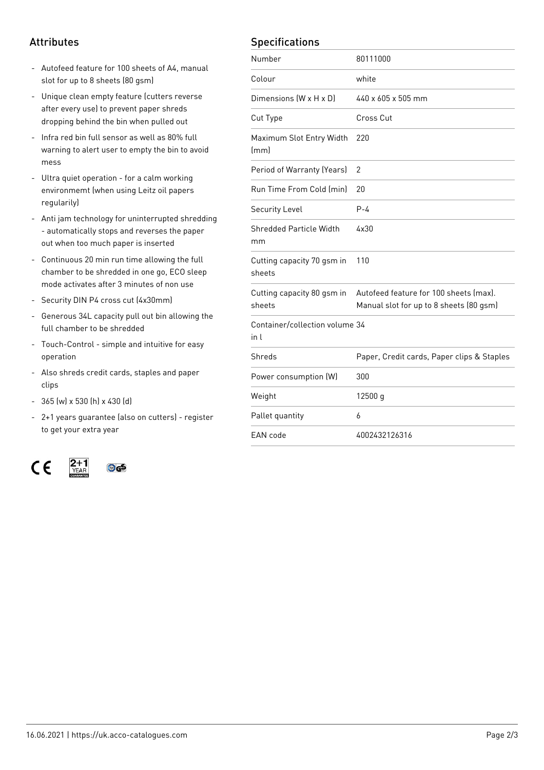## Attributes

- Autofeed feature for 100 sheets of A4, manual slot for up to 8 sheets (80 gsm)
- Unique clean empty feature (cutters reverse after every use) to prevent paper shreds dropping behind the bin when pulled out
- Infra red bin full sensor as well as 80% full warning to alert user to empty the bin to avoid mess
- Ultra quiet operation - for a calm working environmemt (when using Leitz oil papers regularily)
- Anti jam technology for uninterrupted shredding - automatically stops and reverses the paper out when too much paper is inserted
- Continuous 20 min run time allowing the full chamber to be shredded in one go, ECO sleep mode activates after 3 minutes of non use
- Security DIN P4 cross cut (4x30mm)
- Generous 34L capacity pull out bin allowing the full chamber to be shredded
- Touch-Control - simple and intuitive for easy operation
- Also shreds credit cards, staples and paper clips
- 365 (w) x 530 (h) x 430 (d)
- 2+1 years guarantee (also on cutters) - register to get your extra year

## Specifications

| | |
|---|---|
| Number | 80111000 |
| Colour | white |
| Dimensions (W x H x D) | 440 x 605 x 505 mm |
| Cut Type | Cross Cut |
| Maximum Slot Entry Width (mm) | 220 |
| Period of Warranty (Years) | 2 |
| Run Time From Cold (min) | 20 |
| Security Level | P-4 |
| Shredded Particle Width mm | 4x30 |
| Cutting capacity 70 gsm in sheets | 110 |
| Cutting capacity 80 gsm in sheets | Autofeed feature for 100 sheets (max). Manual slot for up to 8 sheets (80 gsm) |
| Container/collection volume in l | 34 |
| Shreds | Paper, Credit cards, Paper clips & Staples |
| Power consumption (W) | 300 |
| Weight | 12500 g |
| Pallet quantity | 6 |
| EAN code | 4002432126316 |